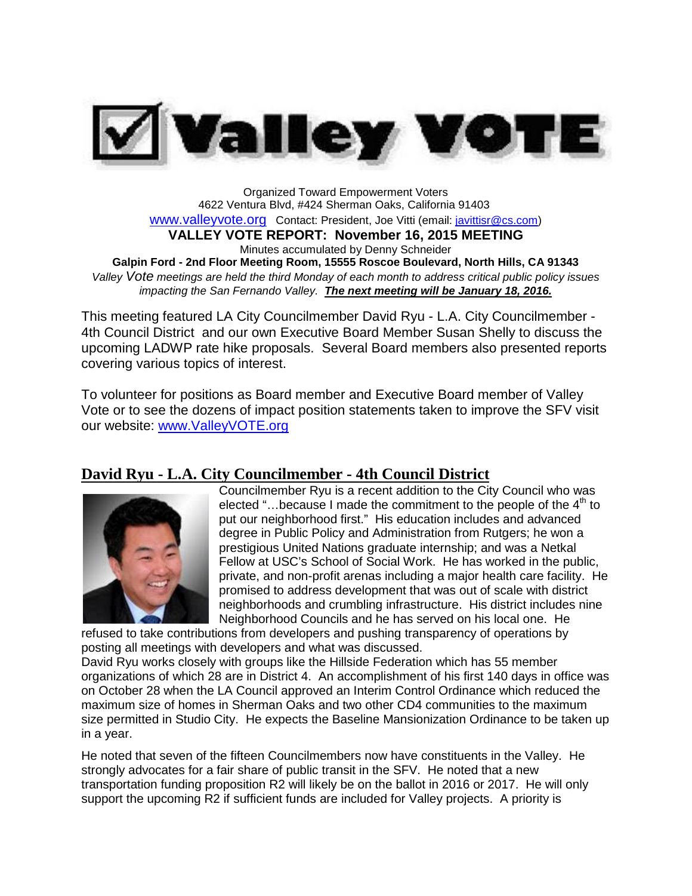# Valley VOTE

Organized Toward Empowerment Voters
4622 Ventura Blvd, #424 Sherman Oaks, California 91403
www.valleyvote.org Contact: President, Joe Vitti (email: javittisr@cs.com)

**VALLEY VOTE REPORT: November 16, 2015 MEETING**

Minutes accumulated by Denny Schneider

**Galpin Ford - 2nd Floor Meeting Room, 15555 Roscoe Boulevard, North Hills, CA 91343**

*Valley Vote meetings are held the third Monday of each month to address critical public policy issues impacting the San Fernando Valley.* ***The next meeting will be January 18, 2016.***

This meeting featured LA City Councilmember David Ryu - L.A. City Councilmember - 4th Council District and our own Executive Board Member Susan Shelly to discuss the upcoming LADWP rate hike proposals. Several Board members also presented reports covering various topics of interest.

To volunteer for positions as Board member and Executive Board member of Valley Vote or to see the dozens of impact position statements taken to improve the SFV visit our website: www.ValleyVOTE.org

## David Ryu - L.A. City Councilmember - 4th Council District

Councilmember Ryu is a recent addition to the City Council who was elected "…because I made the commitment to the people of the 4th to put our neighborhood first." His education includes and advanced degree in Public Policy and Administration from Rutgers; he won a prestigious United Nations graduate internship; and was a Netkal Fellow at USC's School of Social Work. He has worked in the public, private, and non-profit arenas including a major health care facility. He promised to address development that was out of scale with district neighborhoods and crumbling infrastructure. His district includes nine Neighborhood Councils and he has served on his local one. He refused to take contributions from developers and pushing transparency of operations by posting all meetings with developers and what was discussed.

David Ryu works closely with groups like the Hillside Federation which has 55 member organizations of which 28 are in District 4. An accomplishment of his first 140 days in office was on October 28 when the LA Council approved an Interim Control Ordinance which reduced the maximum size of homes in Sherman Oaks and two other CD4 communities to the maximum size permitted in Studio City. He expects the Baseline Mansionization Ordinance to be taken up in a year.

He noted that seven of the fifteen Councilmembers now have constituents in the Valley. He strongly advocates for a fair share of public transit in the SFV. He noted that a new transportation funding proposition R2 will likely be on the ballot in 2016 or 2017. He will only support the upcoming R2 if sufficient funds are included for Valley projects. A priority is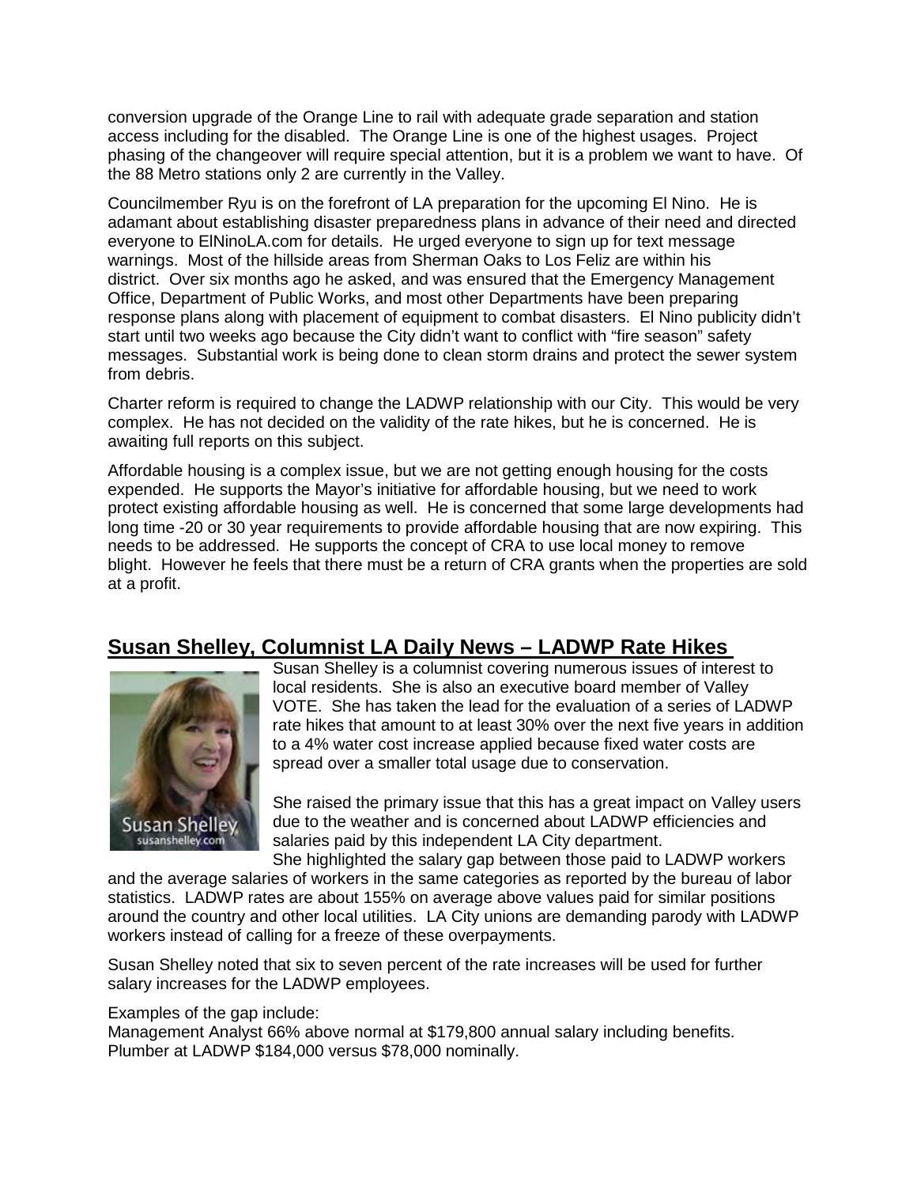conversion upgrade of the Orange Line to rail with adequate grade separation and station access including for the disabled. The Orange Line is one of the highest usages. Project phasing of the changeover will require special attention, but it is a problem we want to have. Of the 88 Metro stations only 2 are currently in the Valley.

Councilmember Ryu is on the forefront of LA preparation for the upcoming El Nino. He is adamant about establishing disaster preparedness plans in advance of their need and directed everyone to ElNinoLA.com for details. He urged everyone to sign up for text message warnings. Most of the hillside areas from Sherman Oaks to Los Feliz are within his district. Over six months ago he asked, and was ensured that the Emergency Management Office, Department of Public Works, and most other Departments have been preparing response plans along with placement of equipment to combat disasters. El Nino publicity didn't start until two weeks ago because the City didn't want to conflict with "fire season" safety messages. Substantial work is being done to clean storm drains and protect the sewer system from debris.

Charter reform is required to change the LADWP relationship with our City. This would be very complex. He has not decided on the validity of the rate hikes, but he is concerned. He is awaiting full reports on this subject.

Affordable housing is a complex issue, but we are not getting enough housing for the costs expended. He supports the Mayor's initiative for affordable housing, but we need to work protect existing affordable housing as well. He is concerned that some large developments had long time -20 or 30 year requirements to provide affordable housing that are now expiring. This needs to be addressed. He supports the concept of CRA to use local money to remove blight. However he feels that there must be a return of CRA grants when the properties are sold at a profit.

## Susan Shelley, Columnist LA Daily News – LADWP Rate Hikes

Susan Shelley is a columnist covering numerous issues of interest to local residents. She is also an executive board member of Valley VOTE. She has taken the lead for the evaluation of a series of LADWP rate hikes that amount to at least 30% over the next five years in addition to a 4% water cost increase applied because fixed water costs are spread over a smaller total usage due to conservation.

She raised the primary issue that this has a great impact on Valley users due to the weather and is concerned about LADWP efficiencies and salaries paid by this independent LA City department.

She highlighted the salary gap between those paid to LADWP workers and the average salaries of workers in the same categories as reported by the bureau of labor statistics. LADWP rates are about 155% on average above values paid for similar positions around the country and other local utilities. LA City unions are demanding parody with LADWP workers instead of calling for a freeze of these overpayments.

Susan Shelley noted that six to seven percent of the rate increases will be used for further salary increases for the LADWP employees.

Examples of the gap include:
Management Analyst 66% above normal at $179,800 annual salary including benefits.
Plumber at LADWP $184,000 versus $78,000 nominally.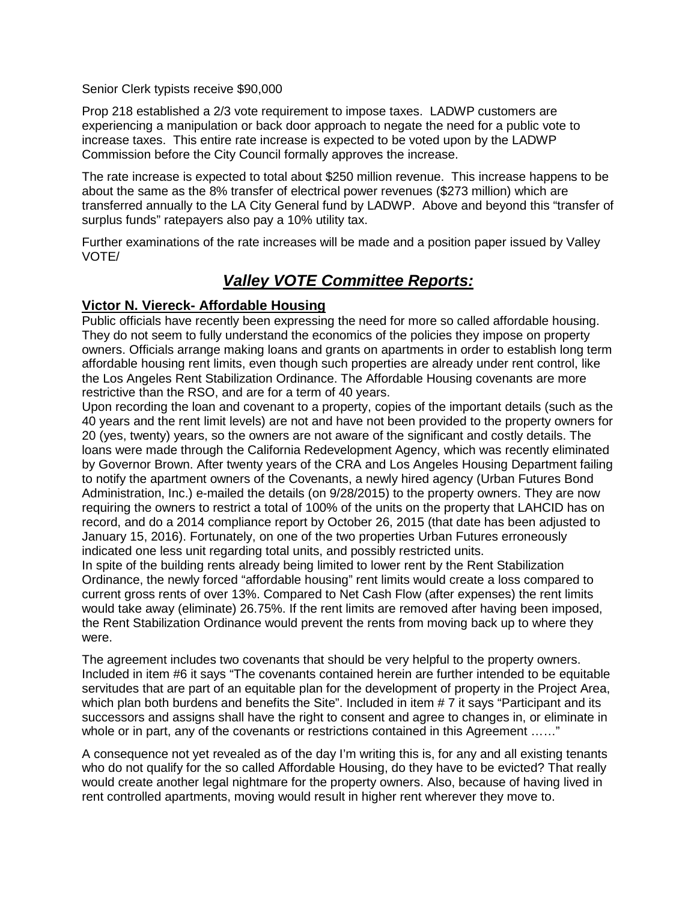Senior Clerk typists receive $90,000

Prop 218 established a 2/3 vote requirement to impose taxes. LADWP customers are experiencing a manipulation or back door approach to negate the need for a public vote to increase taxes. This entire rate increase is expected to be voted upon by the LADWP Commission before the City Council formally approves the increase.

The rate increase is expected to total about $250 million revenue. This increase happens to be about the same as the 8% transfer of electrical power revenues ($273 million) which are transferred annually to the LA City General fund by LADWP. Above and beyond this "transfer of surplus funds" ratepayers also pay a 10% utility tax.

Further examinations of the rate increases will be made and a position paper issued by Valley VOTE/

## ***Valley VOTE Committee Reports:***

### **Victor N. Viereck- Affordable Housing**

Public officials have recently been expressing the need for more so called affordable housing. They do not seem to fully understand the economics of the policies they impose on property owners. Officials arrange making loans and grants on apartments in order to establish long term affordable housing rent limits, even though such properties are already under rent control, like the Los Angeles Rent Stabilization Ordinance. The Affordable Housing covenants are more restrictive than the RSO, and are for a term of 40 years.

Upon recording the loan and covenant to a property, copies of the important details (such as the 40 years and the rent limit levels) are not and have not been provided to the property owners for 20 (yes, twenty) years, so the owners are not aware of the significant and costly details. The loans were made through the California Redevelopment Agency, which was recently eliminated by Governor Brown. After twenty years of the CRA and Los Angeles Housing Department failing to notify the apartment owners of the Covenants, a newly hired agency (Urban Futures Bond Administration, Inc.) e-mailed the details (on 9/28/2015) to the property owners. They are now requiring the owners to restrict a total of 100% of the units on the property that LAHCID has on record, and do a 2014 compliance report by October 26, 2015 (that date has been adjusted to January 15, 2016). Fortunately, on one of the two properties Urban Futures erroneously indicated one less unit regarding total units, and possibly restricted units.

In spite of the building rents already being limited to lower rent by the Rent Stabilization Ordinance, the newly forced "affordable housing" rent limits would create a loss compared to current gross rents of over 13%. Compared to Net Cash Flow (after expenses) the rent limits would take away (eliminate) 26.75%. If the rent limits are removed after having been imposed, the Rent Stabilization Ordinance would prevent the rents from moving back up to where they were.

The agreement includes two covenants that should be very helpful to the property owners. Included in item #6 it says "The covenants contained herein are further intended to be equitable servitudes that are part of an equitable plan for the development of property in the Project Area, which plan both burdens and benefits the Site". Included in item # 7 it says "Participant and its successors and assigns shall have the right to consent and agree to changes in, or eliminate in whole or in part, any of the covenants or restrictions contained in this Agreement ……"

A consequence not yet revealed as of the day I'm writing this is, for any and all existing tenants who do not qualify for the so called Affordable Housing, do they have to be evicted? That really would create another legal nightmare for the property owners. Also, because of having lived in rent controlled apartments, moving would result in higher rent wherever they move to.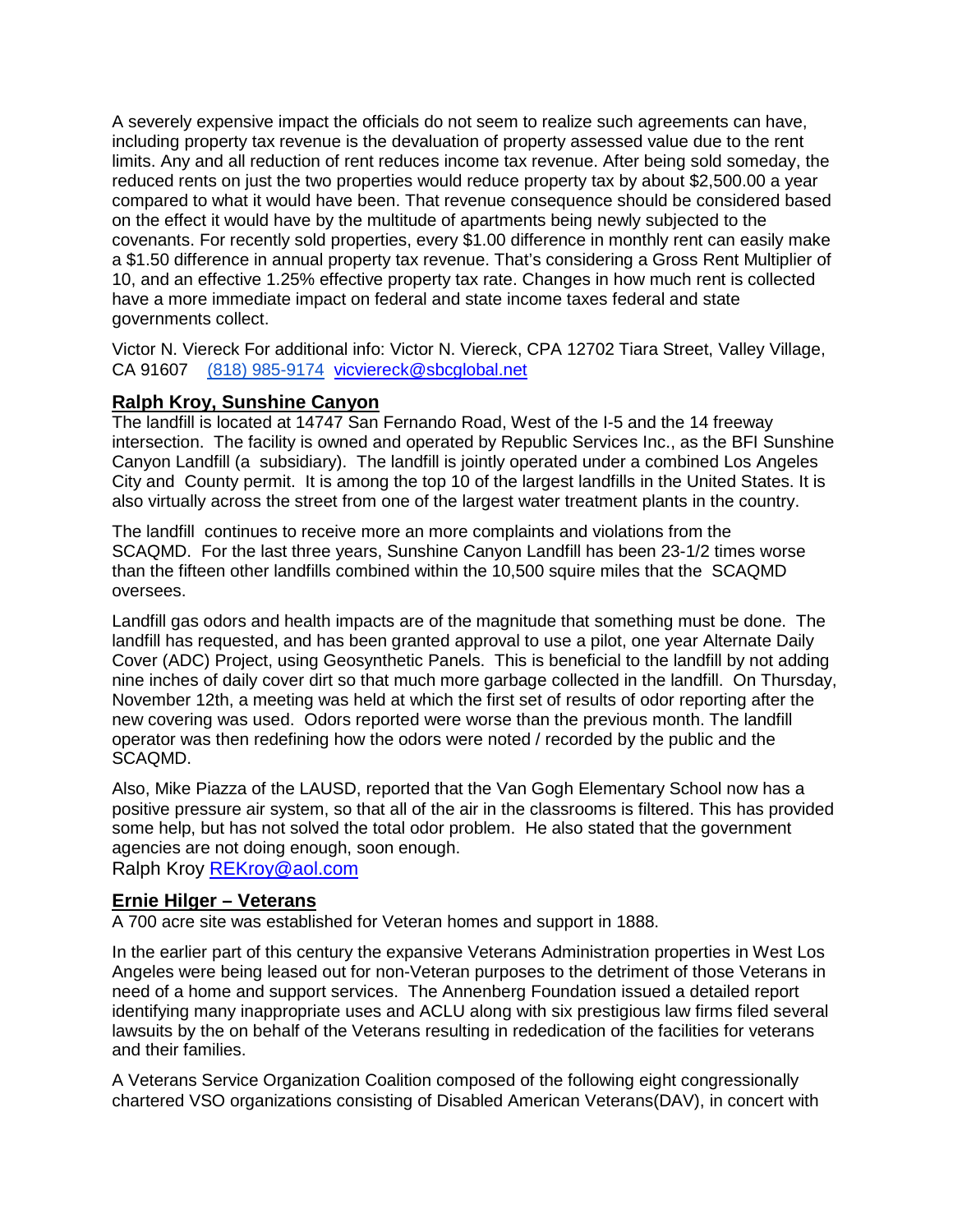A severely expensive impact the officials do not seem to realize such agreements can have, including property tax revenue is the devaluation of property assessed value due to the rent limits. Any and all reduction of rent reduces income tax revenue. After being sold someday, the reduced rents on just the two properties would reduce property tax by about $2,500.00 a year compared to what it would have been. That revenue consequence should be considered based on the effect it would have by the multitude of apartments being newly subjected to the covenants. For recently sold properties, every $1.00 difference in monthly rent can easily make a $1.50 difference in annual property tax revenue. That's considering a Gross Rent Multiplier of 10, and an effective 1.25% effective property tax rate. Changes in how much rent is collected have a more immediate impact on federal and state income taxes federal and state governments collect.

Victor N. Viereck For additional info: Victor N. Viereck, CPA 12702 Tiara Street, Valley Village, CA 91607 (818) 985-9174 vicviereck@sbcglobal.net

## **Ralph Kroy, Sunshine Canyon**

The landfill is located at 14747 San Fernando Road, West of the I-5 and the 14 freeway intersection. The facility is owned and operated by Republic Services Inc., as the BFI Sunshine Canyon Landfill (a subsidiary). The landfill is jointly operated under a combined Los Angeles City and County permit. It is among the top 10 of the largest landfills in the United States. It is also virtually across the street from one of the largest water treatment plants in the country.

The landfill continues to receive more an more complaints and violations from the SCAQMD. For the last three years, Sunshine Canyon Landfill has been 23-1/2 times worse than the fifteen other landfills combined within the 10,500 squire miles that the SCAQMD oversees.

Landfill gas odors and health impacts are of the magnitude that something must be done. The landfill has requested, and has been granted approval to use a pilot, one year Alternate Daily Cover (ADC) Project, using Geosynthetic Panels. This is beneficial to the landfill by not adding nine inches of daily cover dirt so that much more garbage collected in the landfill. On Thursday, November 12th, a meeting was held at which the first set of results of odor reporting after the new covering was used. Odors reported were worse than the previous month. The landfill operator was then redefining how the odors were noted / recorded by the public and the SCAQMD.

Also, Mike Piazza of the LAUSD, reported that the Van Gogh Elementary School now has a positive pressure air system, so that all of the air in the classrooms is filtered. This has provided some help, but has not solved the total odor problem. He also stated that the government agencies are not doing enough, soon enough.

Ralph Kroy REKroy@aol.com

## **Ernie Hilger – Veterans**

A 700 acre site was established for Veteran homes and support in 1888.

In the earlier part of this century the expansive Veterans Administration properties in West Los Angeles were being leased out for non-Veteran purposes to the detriment of those Veterans in need of a home and support services. The Annenberg Foundation issued a detailed report identifying many inappropriate uses and ACLU along with six prestigious law firms filed several lawsuits by the on behalf of the Veterans resulting in rededication of the facilities for veterans and their families.

A Veterans Service Organization Coalition composed of the following eight congressionally chartered VSO organizations consisting of Disabled American Veterans(DAV), in concert with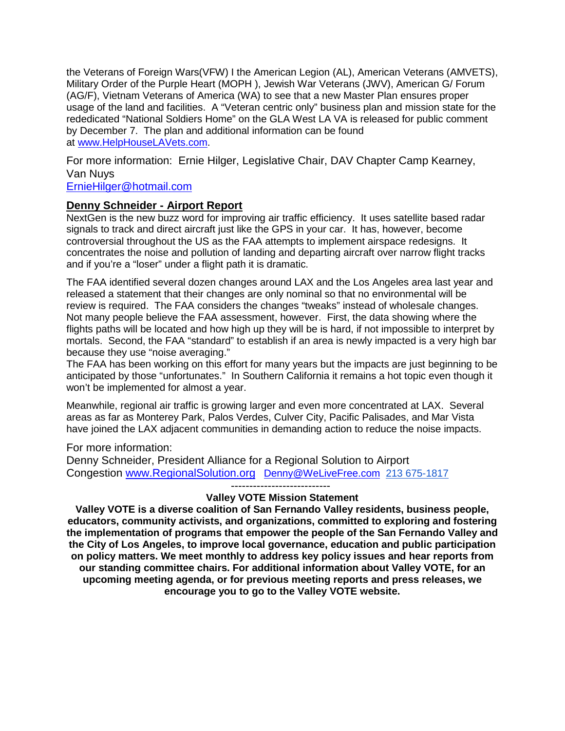the Veterans of Foreign Wars(VFW) I the American Legion (AL), American Veterans (AMVETS), Military Order of the Purple Heart (MOPH ), Jewish War Veterans (JWV), American G/ Forum (AG/F), Vietnam Veterans of America (WA) to see that a new Master Plan ensures proper usage of the land and facilities. A "Veteran centric only" business plan and mission state for the rededicated "National Soldiers Home" on the GLA West LA VA is released for public comment by December 7. The plan and additional information can be found at www.HelpHouseLAVets.com.

For more information: Ernie Hilger, Legislative Chair, DAV Chapter Camp Kearney, Van Nuys
ErnieHilger@hotmail.com

## Denny Schneider - Airport Report

NextGen is the new buzz word for improving air traffic efficiency. It uses satellite based radar signals to track and direct aircraft just like the GPS in your car. It has, however, become controversial throughout the US as the FAA attempts to implement airspace redesigns. It concentrates the noise and pollution of landing and departing aircraft over narrow flight tracks and if you're a "loser" under a flight path it is dramatic.

The FAA identified several dozen changes around LAX and the Los Angeles area last year and released a statement that their changes are only nominal so that no environmental will be review is required. The FAA considers the changes "tweaks" instead of wholesale changes. Not many people believe the FAA assessment, however. First, the data showing where the flights paths will be located and how high up they will be is hard, if not impossible to interpret by mortals. Second, the FAA "standard" to establish if an area is newly impacted is a very high bar because they use "noise averaging."
The FAA has been working on this effort for many years but the impacts are just beginning to be anticipated by those "unfortunates." In Southern California it remains a hot topic even though it won't be implemented for almost a year.

Meanwhile, regional air traffic is growing larger and even more concentrated at LAX. Several areas as far as Monterey Park, Palos Verdes, Culver City, Pacific Palisades, and Mar Vista have joined the LAX adjacent communities in demanding action to reduce the noise impacts.

For more information:
Denny Schneider, President Alliance for a Regional Solution to Airport Congestion www.RegionalSolution.org Denny@WeLiveFree.com 213 675-1817

---------------------------

**Valley VOTE Mission Statement**

**Valley VOTE is a diverse coalition of San Fernando Valley residents, business people, educators, community activists, and organizations, committed to exploring and fostering the implementation of programs that empower the people of the San Fernando Valley and the City of Los Angeles, to improve local governance, education and public participation on policy matters. We meet monthly to address key policy issues and hear reports from our standing committee chairs. For additional information about Valley VOTE, for an upcoming meeting agenda, or for previous meeting reports and press releases, we encourage you to go to the Valley VOTE website.**